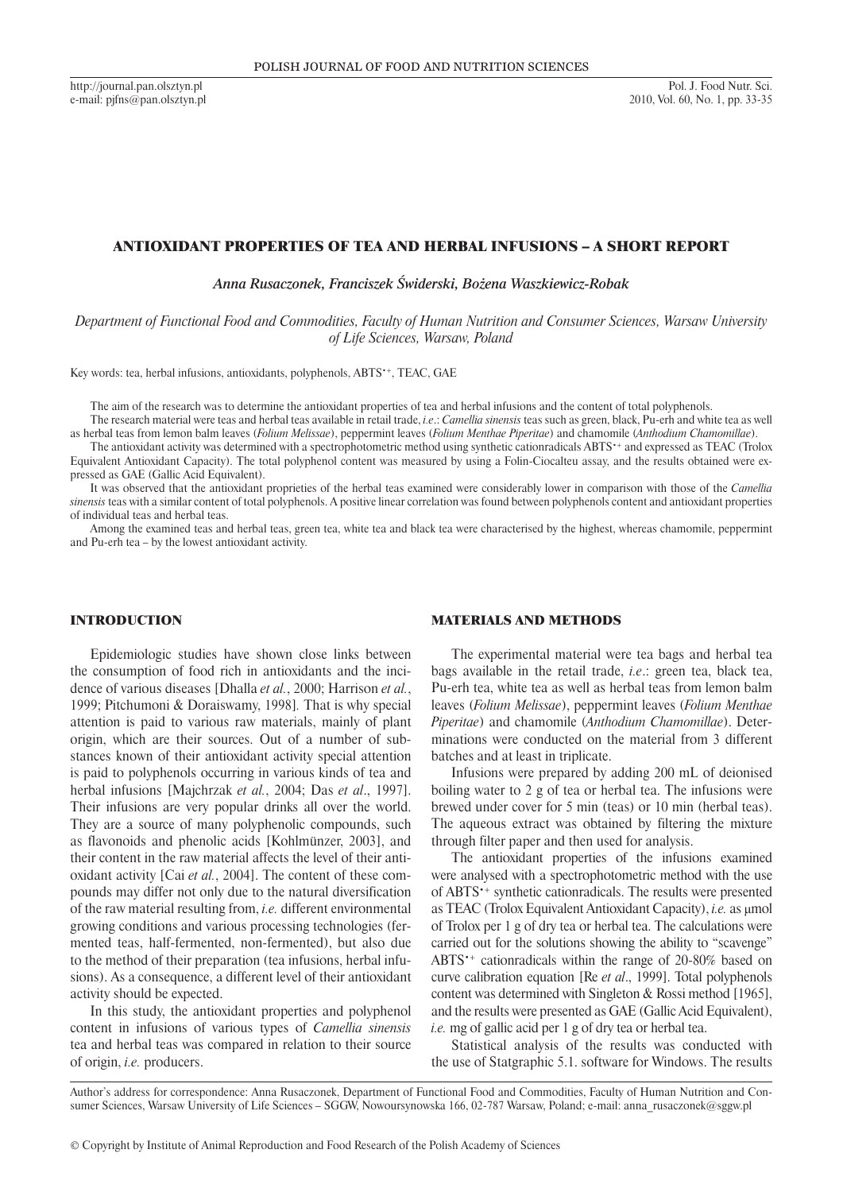# ANTIOXIDANT PROPERTIES OF TEA AND HERBAL INFUSIONS – A SHORT REPORT

*Anna Rusaczonek, Franciszek Świderski, Bożena Waszkiewicz-Robak*

*Department of Functional Food and Commodities, Faculty of Human Nutrition and Consumer Sciences, Warsaw University of Life Sciences, Warsaw, Poland*

Key words: tea, herbal infusions, antioxidants, polyphenols, $ABTS^{\bullet+}$, TEAC, GAE

The aim of the research was to determine the antioxidant properties of tea and herbal infusions and the content of total polyphenols.

The research material were teas and herbal teas available in retail trade, *i.e*.: *Camellia sinensis* teas such as green, black, Pu-erh and white tea as well as herbal teas from lemon balm leaves (*Folium Melissae*), peppermint leaves (*Folium Menthae Piperitae*) and chamomile (*Anthodium Chamomillae*).

The antioxidant activity was determined with a spectrophotometric method using synthetic cationradicals $ABTS^{\bullet+}$ and expressed as TEAC (Trolox Equivalent Antioxidant Capacity). The total polyphenol content was measured by using a Folin-Ciocalteu assay, and the results obtained were expressed as GAE (Gallic Acid Equivalent).

It was observed that the antioxidant proprieties of the herbal teas examined were considerably lower in comparison with those of the *Camellia sinensis* teas with a similar content of total polyphenols. A positive linear correlation was found between polyphenols content and antioxidant properties of individual teas and herbal teas.

Among the examined teas and herbal teas, green tea, white tea and black tea were characterised by the highest, whereas chamomile, peppermint and Pu-erh tea – by the lowest antioxidant activity.

## INTRODUCTION

Epidemiologic studies have shown close links between the consumption of food rich in antioxidants and the incidence of various diseases [Dhalla *et al.*, 2000; Harrison *et al.*, 1999; Pitchumoni & Doraiswamy, 1998]. That is why special attention is paid to various raw materials, mainly of plant origin, which are their sources. Out of a number of substances known of their antioxidant activity special attention is paid to polyphenols occurring in various kinds of tea and herbal infusions [Majchrzak *et al.*, 2004; Das *et al*., 1997]. Their infusions are very popular drinks all over the world. They are a source of many polyphenolic compounds, such as flavonoids and phenolic acids [Kohlmünzer, 2003], and their content in the raw material affects the level of their antioxidant activity [Cai *et al.*, 2004]. The content of these compounds may differ not only due to the natural diversification of the raw material resulting from, *i.e.* different environmental growing conditions and various processing technologies (fermented teas, half-fermented, non-fermented), but also due to the method of their preparation (tea infusions, herbal infusions). As a consequence, a different level of their antioxidant activity should be expected.

In this study, the antioxidant properties and polyphenol content in infusions of various types of *Camellia sinensis* tea and herbal teas was compared in relation to their source of origin, *i.e.* producers.

## MATERIALS AND METHODS

The experimental material were tea bags and herbal tea bags available in the retail trade, *i.e.*: green tea, black tea, Pu-erh tea, white tea as well as herbal teas from lemon balm leaves (*Folium Melissae*), peppermint leaves (*Folium Menthae Piperitae*) and chamomile (*Anthodium Chamomillae*). Determinations were conducted on the material from 3 different batches and at least in triplicate.

Infusions were prepared by adding 200 mL of deionised boiling water to 2 g of tea or herbal tea. The infusions were brewed under cover for 5 min (teas) or 10 min (herbal teas). The aqueous extract was obtained by filtering the mixture through filter paper and then used for analysis.

The antioxidant properties of the infusions examined were analysed with a spectrophotometric method with the use of $ABTS^{\bullet+}$ synthetic cationradicals. The results were presented as TEAC (Trolox Equivalent Antioxidant Capacity), *i.e.* as μmol of Trolox per 1 g of dry tea or herbal tea. The calculations were carried out for the solutions showing the ability to "scavenge" $ABTS^{\bullet+}$ cationradicals within the range of 20-80% based on curve calibration equation [Re *et al*., 1999]. Total polyphenols content was determined with Singleton & Rossi method [1965], and the results were presented as GAE (Gallic Acid Equivalent), *i.e.* mg of gallic acid per 1 g of dry tea or herbal tea.

Statistical analysis of the results was conducted with the use of Statgraphic 5.1. software for Windows. The results

Author's address for correspondence: Anna Rusaczonek, Department of Functional Food and Commodities, Faculty of Human Nutrition and Consumer Sciences, Warsaw University of Life Sciences – SGGW, Nowoursynowska 166, 02-787 Warsaw, Poland; e-mail: anna_rusaczonek@sggw.pl

© Copyright by Institute of Animal Reproduction and Food Research of the Polish Academy of Sciences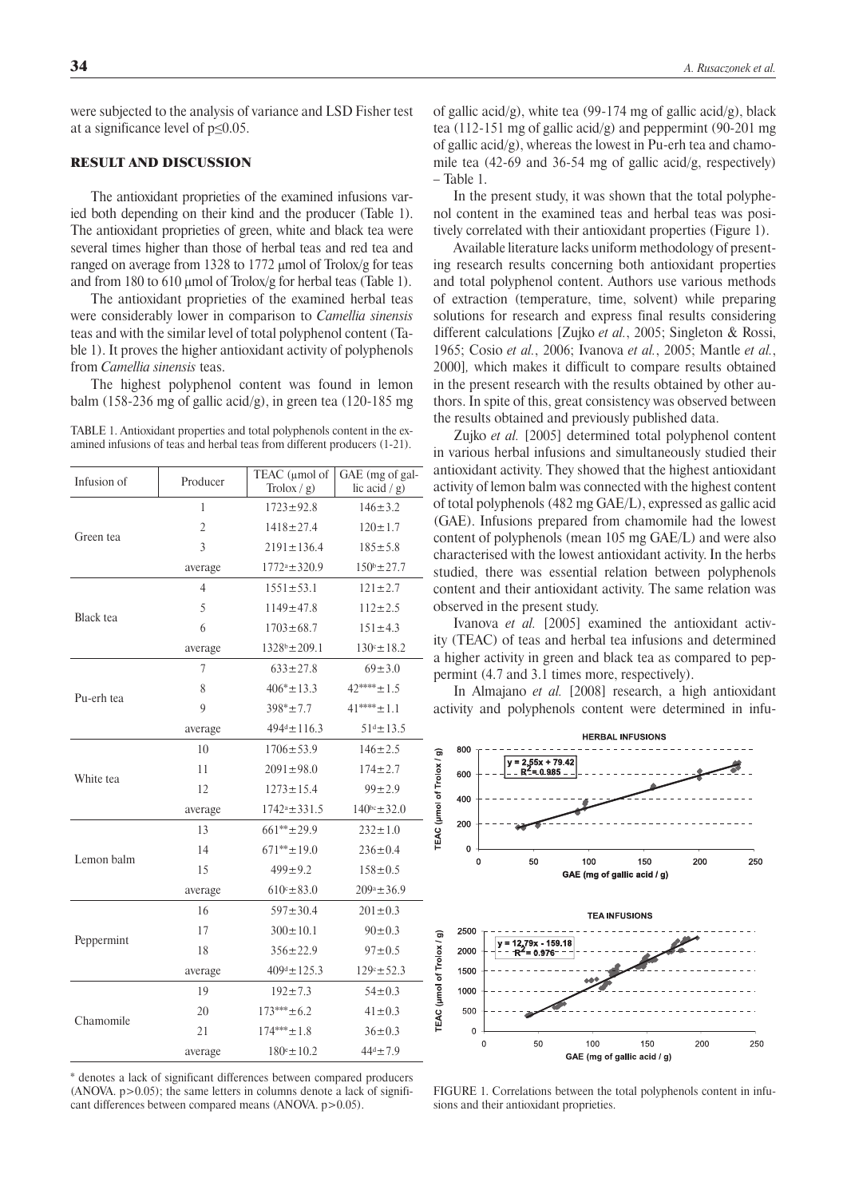were subjected to the analysis of variance and LSD Fisher test at a significance level of $p \leq 0.05$.

## RESULT AND DISCUSSION

The antioxidant proprieties of the examined infusions varied both depending on their kind and the producer (Table 1). The antioxidant proprieties of green, white and black tea were several times higher than those of herbal teas and red tea and ranged on average from 1328 to 1772 μmol of Trolox/g for teas and from 180 to 610 μmol of Trolox/g for herbal teas (Table 1).

The antioxidant proprieties of the examined herbal teas were considerably lower in comparison to *Camellia sinensis* teas and with the similar level of total polyphenol content (Table 1). It proves the higher antioxidant activity of polyphenols from *Camellia sinensis* teas.

The highest polyphenol content was found in lemon balm (158-236 mg of gallic acid/g), in green tea (120-185 mg of gallic acid/g), white tea (99-174 mg of gallic acid/g), black tea (112-151 mg of gallic acid/g) and peppermint (90-201 mg of gallic acid/g), whereas the lowest in Pu-erh tea and chamomile tea (42-69 and 36-54 mg of gallic acid/g, respectively) – Table 1.

TABLE 1. Antioxidant properties and total polyphenols content in the examined infusions of teas and herbal teas from different producers (1-21).

| Infusion of | Producer | TEAC (μmol of Trolox / g) | GAE (mg of gallic acid / g) |
|---|---|---|---|
| Green tea | 1 | 1723±92.8 | 146±3.2 |
| | 2 | 1418±27.4 | 120±1.7 |
| | 3 | 2191±136.4 | 185±5.8 |
| | average | $1772^{a}$±320.9 | $150^{b}$±27.7 |
| Black tea | 4 | 1551±53.1 | 121±2.7 |
| | 5 | 1149±47.8 | 112±2.5 |
| | 6 | 1703±68.7 | 151±4.3 |
| | average | $1328^{b}$±209.1 | $130^{c}$±18.2 |
| Pu-erh tea | 7 | 633±27.8 | 69±3.0 |
| | 8 | $406^{*}$±13.3 | $42^{****}$±1.5 |
| | 9 | $398^{*}$±7.7 | $41^{****}$±1.1 |
| | average | $494^{d}$±116.3 | $51^{d}$±13.5 |
| White tea | 10 | 1706±53.9 | 146±2.5 |
| | 11 | 2091±98.0 | 174±2.7 |
| | 12 | 1273±15.4 | 99±2.9 |
| | average | $1742^{a}$±331.5 | $140^{bc}$±32.0 |
| Lemon balm | 13 | $661^{**}$±29.9 | 232±1.0 |
| | 14 | $671^{**}$±19.0 | 236±0.4 |
| | 15 | 499±9.2 | 158±0.5 |
| | average | $610^{c}$±83.0 | $209^{a}$±36.9 |
| Peppermint | 16 | 597±30.4 | 201±0.3 |
| | 17 | 300±10.1 | 90±0.3 |
| | 18 | 356±22.9 | 97±0.5 |
| | average | $409^{d}$±125.3 | $129^{c}$±52.3 |
| Chamomile | 19 | 192±7.3 | 54±0.3 |
| | 20 | $173^{***}$±6.2 | 41±0.3 |
| | 21 | $174^{***}$±1.8 | 36±0.3 |
| | average | $180^{e}$±10.2 | $44^{d}$±7.9 |

* denotes a lack of significant differences between compared producers (ANOVA. $p>0.05$); the same letters in columns denote a lack of significant differences between compared means (ANOVA. $p>0.05$).

In the present study, it was shown that the total polyphenol content in the examined teas and herbal teas was positively correlated with their antioxidant properties (Figure 1).

Available literature lacks uniform methodology of presenting research results concerning both antioxidant properties and total polyphenol content. Authors use various methods of extraction (temperature, time, solvent) while preparing solutions for research and express final results considering different calculations [Zujko *et al.*, 2005; Singleton & Rossi, 1965; Cosio *et al.*, 2006; Ivanova *et al.*, 2005; Mantle *et al.*, 2000], which makes it difficult to compare results obtained in the present research with the results obtained by other authors. In spite of this, great consistency was observed between the results obtained and previously published data.

Zujko *et al.* [2005] determined total polyphenol content in various herbal infusions and simultaneously studied their antioxidant activity. They showed that the highest antioxidant activity of lemon balm was connected with the highest content of total polyphenols (482 mg GAE/L), expressed as gallic acid (GAE). Infusions prepared from chamomile had the lowest content of polyphenols (mean 105 mg GAE/L) and were also characterised with the lowest antioxidant activity. In the herbs studied, there was essential relation between polyphenols content and their antioxidant activity. The same relation was observed in the present study.

Ivanova *et al.* [2005] examined the antioxidant activity (TEAC) of teas and herbal tea infusions and determined a higher activity in green and black tea as compared to peppermint (4.7 and 3.1 times more, respectively).

In Almajano *et al.* [2008] research, a high antioxidant activity and polyphenols content were determined in infu-

FIGURE 1. Correlations between the total polyphenols content in infusions and their antioxidant proprieties.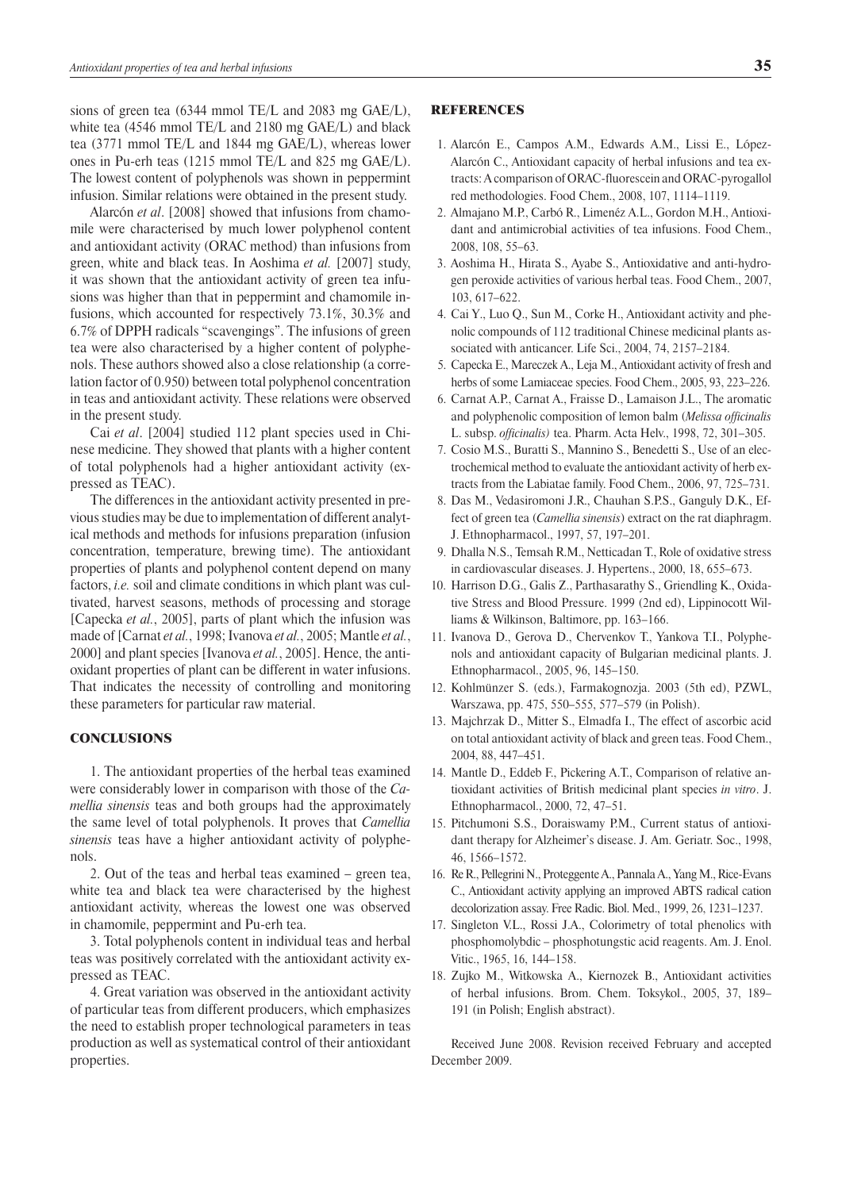sions of green tea (6344 mmol TE/L and 2083 mg GAE/L), white tea (4546 mmol TE/L and 2180 mg GAE/L) and black tea (3771 mmol TE/L and 1844 mg GAE/L), whereas lower ones in Pu-erh teas (1215 mmol TE/L and 825 mg GAE/L). The lowest content of polyphenols was shown in peppermint infusion. Similar relations were obtained in the present study.

Alarcón *et al*. [2008] showed that infusions from chamomile were characterised by much lower polyphenol content and antioxidant activity (ORAC method) than infusions from green, white and black teas. In Aoshima *et al.* [2007] study, it was shown that the antioxidant activity of green tea infusions was higher than that in peppermint and chamomile infusions, which accounted for respectively 73.1%, 30.3% and 6.7% of DPPH radicals "scavengings". The infusions of green tea were also characterised by a higher content of polyphenols. These authors showed also a close relationship (a correlation factor of 0.950) between total polyphenol concentration in teas and antioxidant activity. These relations were observed in the present study.

Cai *et al*. [2004] studied 112 plant species used in Chinese medicine. They showed that plants with a higher content of total polyphenols had a higher antioxidant activity (expressed as TEAC).

The differences in the antioxidant activity presented in previous studies may be due to implementation of different analytical methods and methods for infusions preparation (infusion concentration, temperature, brewing time). The antioxidant properties of plants and polyphenol content depend on many factors, *i.e.* soil and climate conditions in which plant was cultivated, harvest seasons, methods of processing and storage [Capecka *et al.*, 2005], parts of plant which the infusion was made of [Carnat *et al.*, 1998; Ivanova *et al.*, 2005; Mantle *et al.*, 2000] and plant species [Ivanova *et al.*, 2005]. Hence, the antioxidant properties of plant can be different in water infusions. That indicates the necessity of controlling and monitoring these parameters for particular raw material.

## CONCLUSIONS

1. The antioxidant properties of the herbal teas examined were considerably lower in comparison with those of the *Camellia sinensis* teas and both groups had the approximately the same level of total polyphenols. It proves that *Camellia sinensis* teas have a higher antioxidant activity of polyphenols.

2. Out of the teas and herbal teas examined – green tea, white tea and black tea were characterised by the highest antioxidant activity, whereas the lowest one was observed in chamomile, peppermint and Pu-erh tea.

3. Total polyphenols content in individual teas and herbal teas was positively correlated with the antioxidant activity expressed as TEAC.

4. Great variation was observed in the antioxidant activity of particular teas from different producers, which emphasizes the need to establish proper technological parameters in teas production as well as systematical control of their antioxidant properties.

## REFERENCES

1. Alarcón E., Campos A.M., Edwards A.M., Lissi E., López-Alarcón C., Antioxidant capacity of herbal infusions and tea extracts: A comparison of ORAC-fluorescein and ORAC-pyrogallol red methodologies. Food Chem., 2008, 107, 1114–1119.
2. Almajano M.P., Carbó R., Limenéz A.L., Gordon M.H., Antioxidant and antimicrobial activities of tea infusions. Food Chem., 2008, 108, 55–63.
3. Aoshima H., Hirata S., Ayabe S., Antioxidative and anti-hydrogen peroxide activities of various herbal teas. Food Chem., 2007, 103, 617–622.
4. Cai Y., Luo Q., Sun M., Corke H., Antioxidant activity and phenolic compounds of 112 traditional Chinese medicinal plants associated with anticancer. Life Sci., 2004, 74, 2157–2184.
5. Capecka E., Mareczek A., Leja M., Antioxidant activity of fresh and herbs of some Lamiaceae species. Food Chem., 2005, 93, 223–226.
6. Carnat A.P., Carnat A., Fraisse D., Lamaison J.L., The aromatic and polyphenolic composition of lemon balm (*Melissa officinalis* L. subsp. *officinalis)* tea. Pharm. Acta Helv., 1998, 72, 301–305.
7. Cosio M.S., Buratti S., Mannino S., Benedetti S., Use of an electrochemical method to evaluate the antioxidant activity of herb extracts from the Labiatae family. Food Chem., 2006, 97, 725–731.
8. Das M., Vedasiromoni J.R., Chauhan S.P.S., Ganguly D.K., Effect of green tea (*Camellia sinensis*) extract on the rat diaphragm. J. Ethnopharmacol., 1997, 57, 197–201.
9. Dhalla N.S., Temsah R.M., Netticadan T., Role of oxidative stress in cardiovascular diseases. J. Hypertens., 2000, 18, 655–673.
10. Harrison D.G., Galis Z., Parthasarathy S., Griendling K., Oxidative Stress and Blood Pressure. 1999 (2nd ed), Lippinocott Williams & Wilkinson, Baltimore, pp. 163–166.
11. Ivanova D., Gerova D., Chervenkov T., Yankova T.I., Polyphenols and antioxidant capacity of Bulgarian medicinal plants. J. Ethnopharmacol., 2005, 96, 145–150.
12. Kohlmünzer S. (eds.), Farmakognozja. 2003 (5th ed), PZWL, Warszawa, pp. 475, 550–555, 577–579 (in Polish).
13. Majchrzak D., Mitter S., Elmadfa I., The effect of ascorbic acid on total antioxidant activity of black and green teas. Food Chem., 2004, 88, 447–451.
14. Mantle D., Eddeb F., Pickering A.T., Comparison of relative antioxidant activities of British medicinal plant species *in vitro*. J. Ethnopharmacol., 2000, 72, 47–51.
15. Pitchumoni S.S., Doraiswamy P.M., Current status of antioxidant therapy for Alzheimer's disease. J. Am. Geriatr. Soc., 1998, 46, 1566–1572.
16. Re R., Pellegrini N., Proteggente A., Pannala A., Yang M., Rice-Evans C., Antioxidant activity applying an improved ABTS radical cation decolorization assay. Free Radic. Biol. Med., 1999, 26, 1231–1237.
17. Singleton V.L., Rossi J.A., Colorimetry of total phenolics with phosphomolybdic – phosphotungstic acid reagents. Am. J. Enol. Vitic., 1965, 16, 144–158.
18. Zujko M., Witkowska A., Kiernozek B., Antioxidant activities of herbal infusions. Brom. Chem. Toksykol., 2005, 37, 189–191 (in Polish; English abstract).

Received June 2008. Revision received February and accepted December 2009.